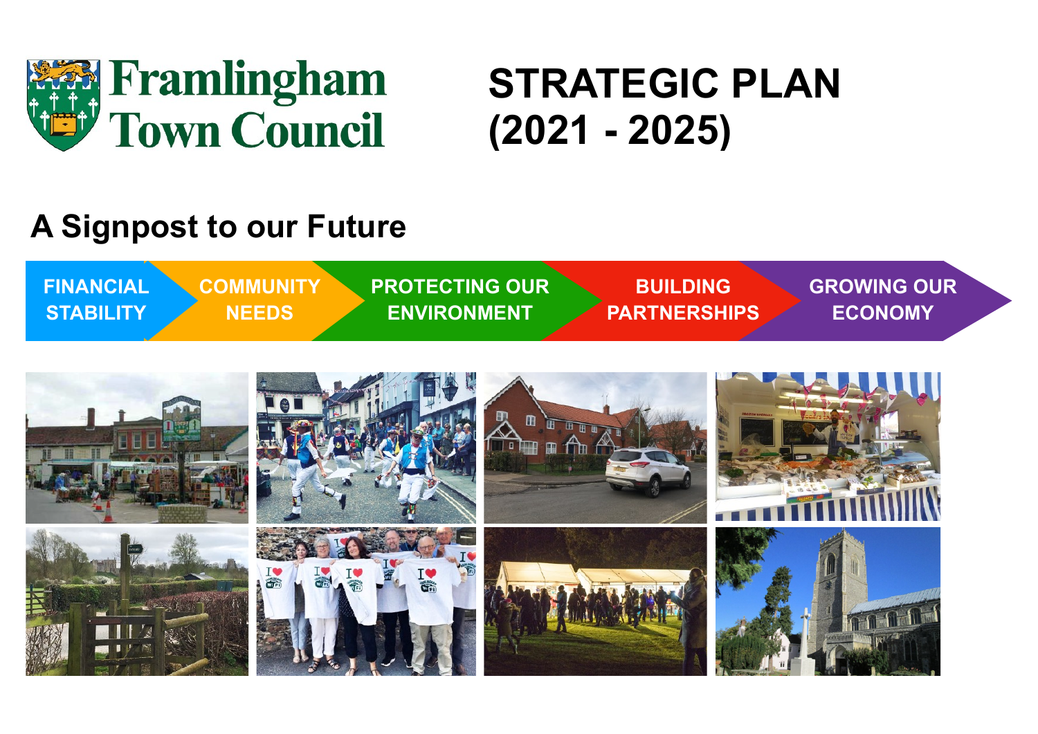# Framlingham Town Council

# STRATEGIC PLAN (2021 - 2025)

## A Signpost to our Future

FINANCIAL STABILITY → COMMUNITY NEEDS → PROTECTING OUR ENVIRONMENT → BUILDING PARTNERSHIPS → GROWING OUR ECONOMY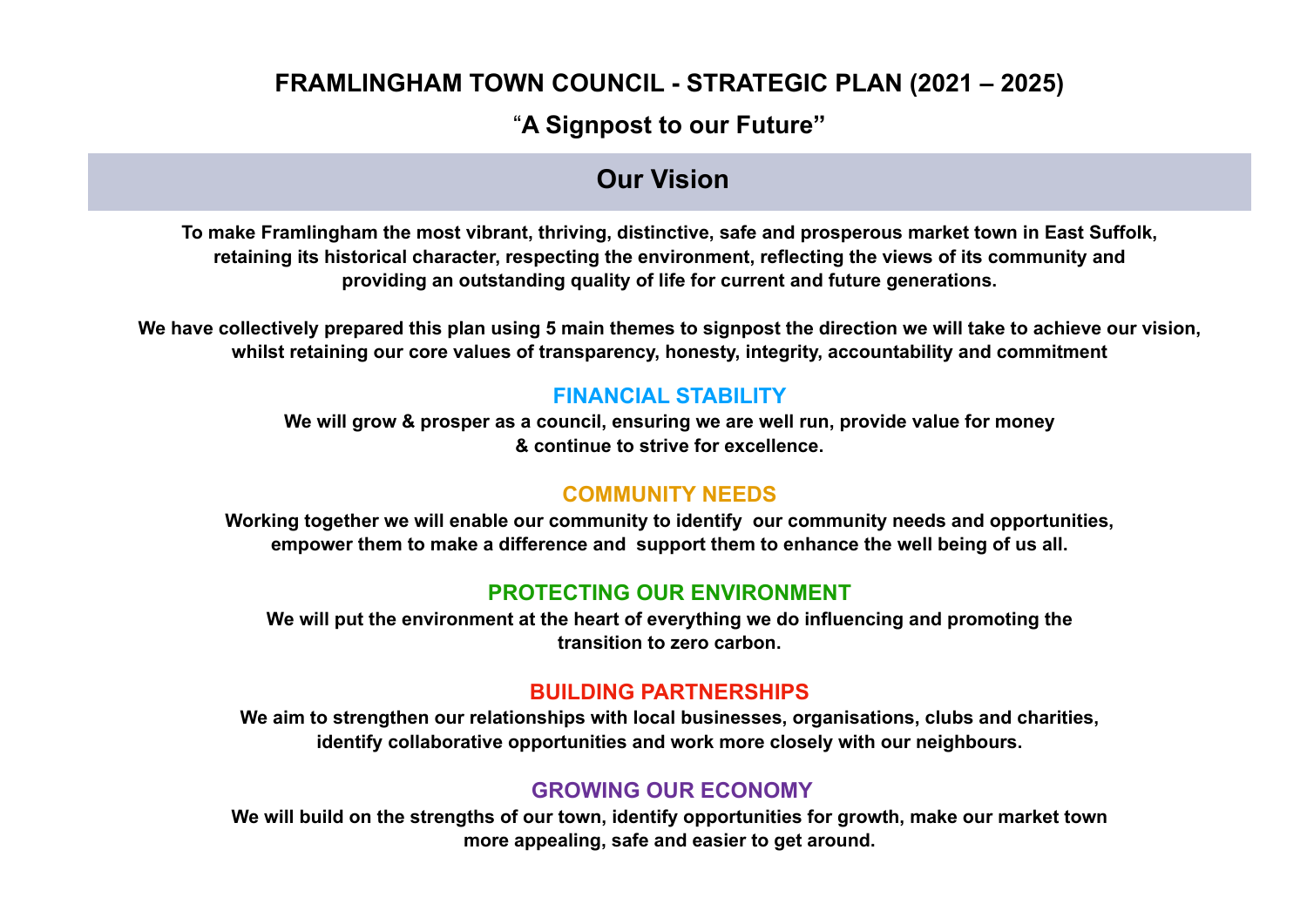# FRAMLINGHAM TOWN COUNCIL - STRATEGIC PLAN (2021 – 2025)

## "A Signpost to our Future"

## Our Vision

**To make Framlingham the most vibrant, thriving, distinctive, safe and prosperous market town in East Suffolk, retaining its historical character, respecting the environment, reflecting the views of its community and providing an outstanding quality of life for current and future generations.**

**We have collectively prepared this plan using 5 main themes to signpost the direction we will take to achieve our vision, whilst retaining our core values of transparency, honesty, integrity, accountability and commitment**

### FINANCIAL STABILITY

**We will grow & prosper as a council, ensuring we are well run, provide value for money & continue to strive for excellence.**

### COMMUNITY NEEDS

**Working together we will enable our community to identify our community needs and opportunities, empower them to make a difference and support them to enhance the well being of us all.**

### PROTECTING OUR ENVIRONMENT

**We will put the environment at the heart of everything we do influencing and promoting the transition to zero carbon.**

### BUILDING PARTNERSHIPS

**We aim to strengthen our relationships with local businesses, organisations, clubs and charities, identify collaborative opportunities and work more closely with our neighbours.**

### GROWING OUR ECONOMY

**We will build on the strengths of our town, identify opportunities for growth, make our market town more appealing, safe and easier to get around.**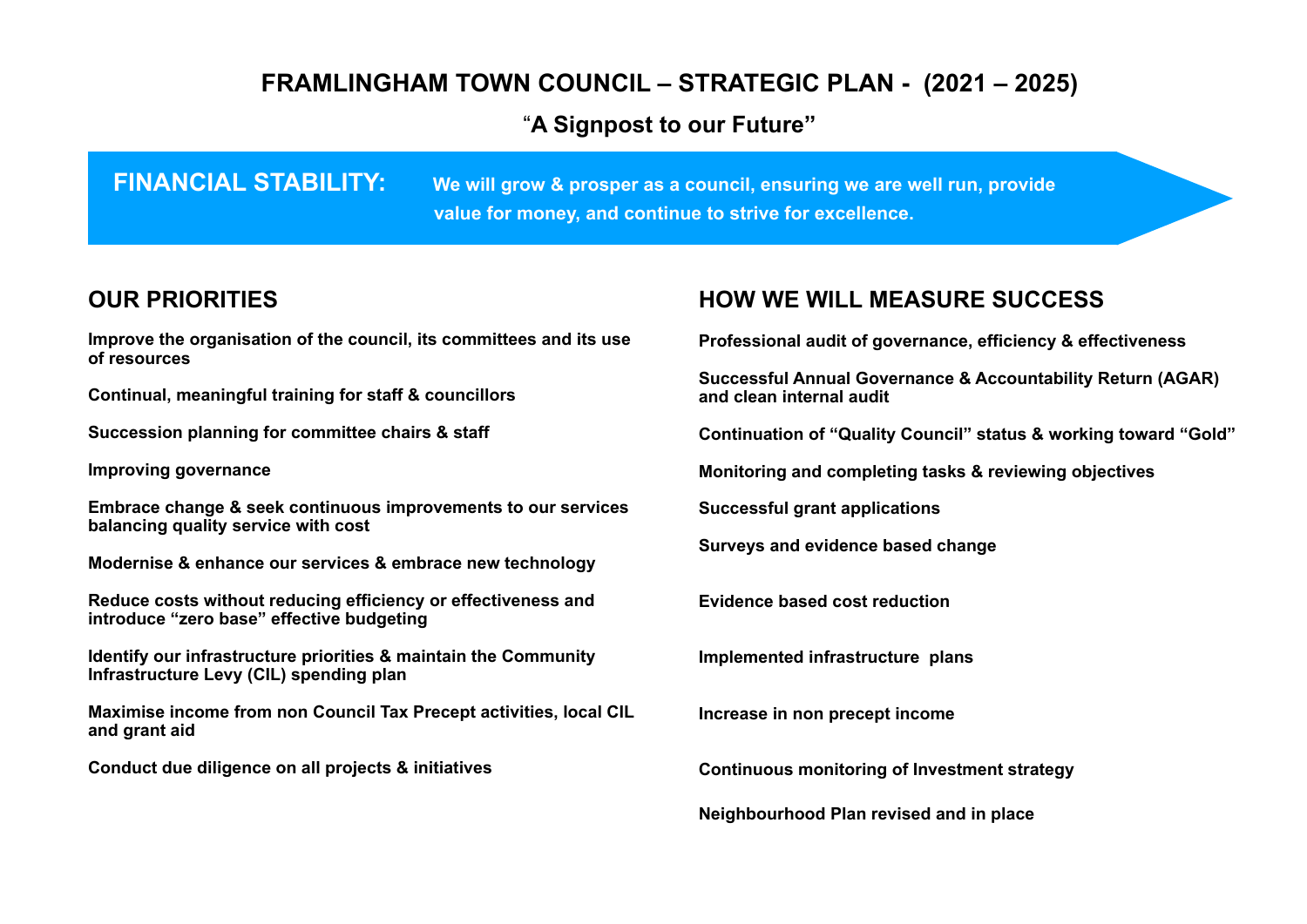# FRAMLINGHAM TOWN COUNCIL – STRATEGIC PLAN - (2021 – 2025)

## "A Signpost to our Future"

**FINANCIAL STABILITY:** **We will grow & prosper as a council, ensuring we are well run, provide value for money, and continue to strive for excellence.**

## OUR PRIORITIES

**Improve the organisation of the council, its committees and its use of resources**

**Continual, meaningful training for staff & councillors**

**Succession planning for committee chairs & staff**

**Improving governance**

**Embrace change & seek continuous improvements to our services balancing quality service with cost**

**Modernise & enhance our services & embrace new technology**

**Reduce costs without reducing efficiency or effectiveness and introduce "zero base" effective budgeting**

**Identify our infrastructure priorities & maintain the Community Infrastructure Levy (CIL) spending plan**

**Maximise income from non Council Tax Precept activities, local CIL and grant aid**

**Conduct due diligence on all projects & initiatives**

## HOW WE WILL MEASURE SUCCESS

**Professional audit of governance, efficiency & effectiveness**

**Successful Annual Governance & Accountability Return (AGAR) and clean internal audit**

**Continuation of "Quality Council" status & working toward "Gold"**

**Monitoring and completing tasks & reviewing objectives**

**Successful grant applications**

**Surveys and evidence based change**

**Evidence based cost reduction**

**Implemented infrastructure plans**

**Increase in non precept income**

**Continuous monitoring of Investment strategy**

**Neighbourhood Plan revised and in place**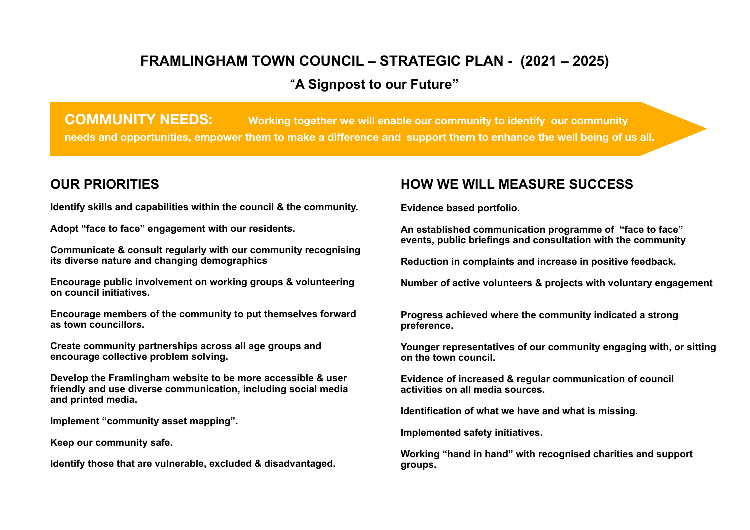# FRAMLINGHAM TOWN COUNCIL – STRATEGIC PLAN - (2021 – 2025)

## "A Signpost to our Future"

**COMMUNITY NEEDS:** Working together we will enable our community to identify our community needs and opportunities, empower them to make a difference and support them to enhance the well being of us all.

## OUR PRIORITIES

**Identify skills and capabilities within the council & the community.**

**Adopt "face to face" engagement with our residents.**

**Communicate & consult regularly with our community recognising its diverse nature and changing demographics**

**Encourage public involvement on working groups & volunteering on council initiatives.**

**Encourage members of the community to put themselves forward as town councillors.**

**Create community partnerships across all age groups and encourage collective problem solving.**

**Develop the Framlingham website to be more accessible & user friendly and use diverse communication, including social media and printed media.**

**Implement "community asset mapping".**

**Keep our community safe.**

**Identify those that are vulnerable, excluded & disadvantaged.**

## HOW WE WILL MEASURE SUCCESS

**Evidence based portfolio.**

**An established communication programme of "face to face" events, public briefings and consultation with the community**

**Reduction in complaints and increase in positive feedback.**

**Number of active volunteers & projects with voluntary engagement**

**Progress achieved where the community indicated a strong preference.**

**Younger representatives of our community engaging with, or sitting on the town council.**

**Evidence of increased & regular communication of council activities on all media sources.**

**Identification of what we have and what is missing.**

**Implemented safety initiatives.**

**Working "hand in hand" with recognised charities and support groups.**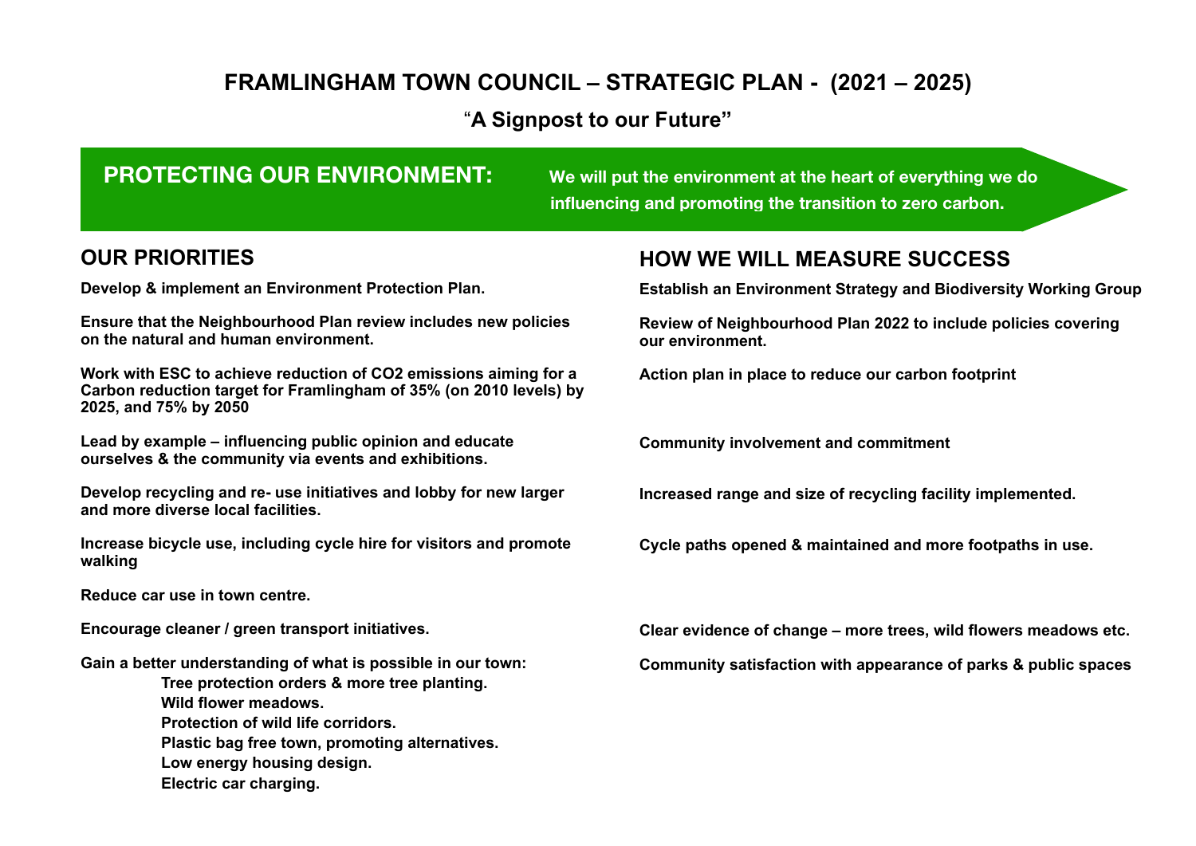# FRAMLINGHAM TOWN COUNCIL – STRATEGIC PLAN - (2021 – 2025)

## "A Signpost to our Future"

## PROTECTING OUR ENVIRONMENT:

**We will put the environment at the heart of everything we do influencing and promoting the transition to zero carbon.**

| OUR PRIORITIES | HOW WE WILL MEASURE SUCCESS |
|---|---|
| **Develop & implement an Environment Protection Plan.** | **Establish an Environment Strategy and Biodiversity Working Group** |
| **Ensure that the Neighbourhood Plan review includes new policies on the natural and human environment.** | **Review of Neighbourhood Plan 2022 to include policies covering our environment.** |
| **Work with ESC to achieve reduction of $CO_2$ emissions aiming for a Carbon reduction target for Framlingham of 35% (on 2010 levels) by 2025, and 75% by 2050** | **Action plan in place to reduce our carbon footprint** |
| **Lead by example – influencing public opinion and educate ourselves & the community via events and exhibitions.** | **Community involvement and commitment** |
| **Develop recycling and re- use initiatives and lobby for new larger and more diverse local facilities.** | **Increased range and size of recycling facility implemented.** |
| **Increase bicycle use, including cycle hire for visitors and promote walking** | **Cycle paths opened & maintained and more footpaths in use.** |
| **Reduce car use in town centre.** | |
| **Encourage cleaner / green transport initiatives.** | **Clear evidence of change – more trees, wild flowers meadows etc.** |
| **Gain a better understanding of what is possible in our town:** | **Community satisfaction with appearance of parks & public spaces** |

- **Tree protection orders & more tree planting.**
- **Wild flower meadows.**
- **Protection of wild life corridors.**
- **Plastic bag free town, promoting alternatives.**
- **Low energy housing design.**
- **Electric car charging.**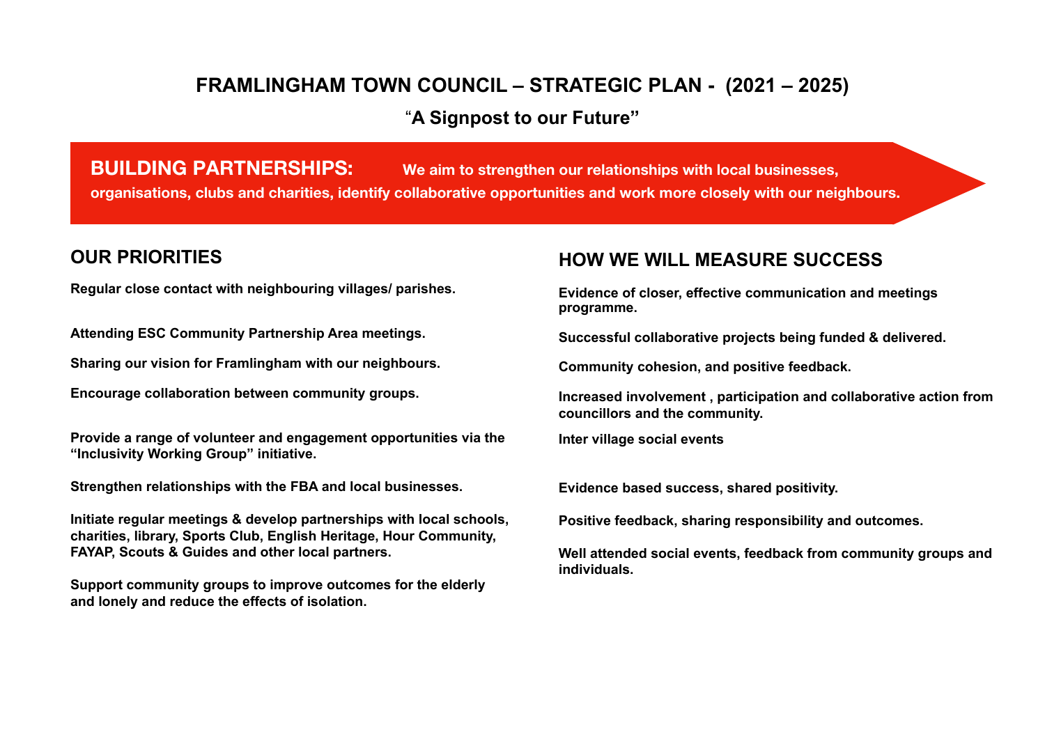# FRAMLINGHAM TOWN COUNCIL – STRATEGIC PLAN - (2021 – 2025)

## "A Signpost to our Future"

**BUILDING PARTNERSHIPS:** We aim to strengthen our relationships with local businesses, organisations, clubs and charities, identify collaborative opportunities and work more closely with our neighbours.

## OUR PRIORITIES

**Regular close contact with neighbouring villages/ parishes.**

**Attending ESC Community Partnership Area meetings.**

**Sharing our vision for Framlingham with our neighbours.**

**Encourage collaboration between community groups.**

**Provide a range of volunteer and engagement opportunities via the "Inclusivity Working Group" initiative.**

**Strengthen relationships with the FBA and local businesses.**

**Initiate regular meetings & develop partnerships with local schools, charities, library, Sports Club, English Heritage, Hour Community, FAYAP, Scouts & Guides and other local partners.**

**Support community groups to improve outcomes for the elderly and lonely and reduce the effects of isolation.**

## HOW WE WILL MEASURE SUCCESS

**Evidence of closer, effective communication and meetings programme.**

**Successful collaborative projects being funded & delivered.**

**Community cohesion, and positive feedback.**

**Increased involvement , participation and collaborative action from councillors and the community.**

**Inter village social events**

**Evidence based success, shared positivity.**

**Positive feedback, sharing responsibility and outcomes.**

**Well attended social events, feedback from community groups and individuals.**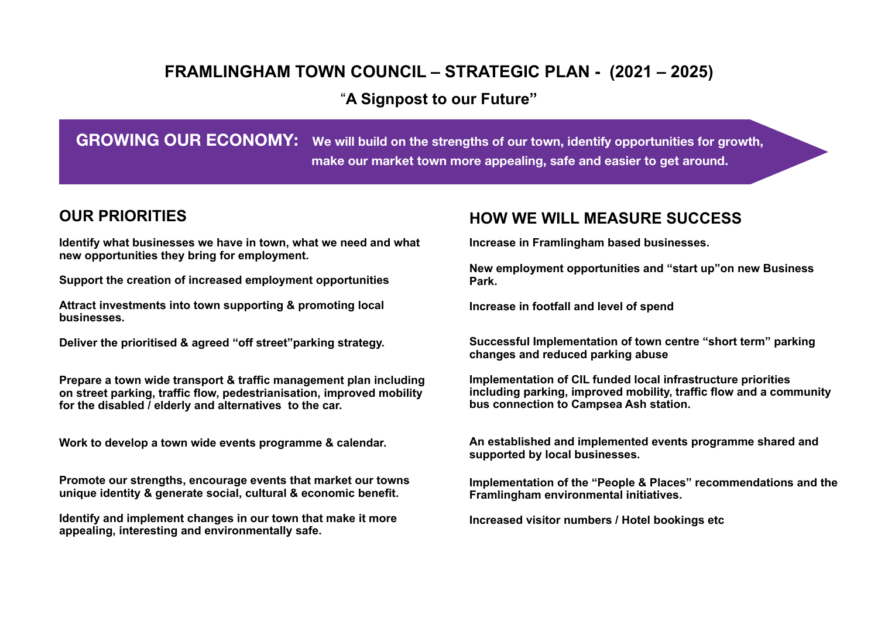# FRAMLINGHAM TOWN COUNCIL – STRATEGIC PLAN - (2021 – 2025)

**"A Signpost to our Future"**

## GROWING OUR ECONOMY:

**We will build on the strengths of our town, identify opportunities for growth, make our market town more appealing, safe and easier to get around.**

| OUR PRIORITIES | HOW WE WILL MEASURE SUCCESS |
|---|---|
| **Identify what businesses we have in town, what we need and what new opportunities they bring for employment.** | **Increase in Framlingham based businesses.** |
| **Support the creation of increased employment opportunities** | **New employment opportunities and "start up"on new Business Park.** |
| **Attract investments into town supporting & promoting local businesses.** | **Increase in footfall and level of spend** |
| **Deliver the prioritised & agreed "off street"parking strategy.** | **Successful Implementation of town centre "short term" parking changes and reduced parking abuse** |
| **Prepare a town wide transport & traffic management plan including on street parking, traffic flow, pedestrianisation, improved mobility for the disabled / elderly and alternatives to the car.** | **Implementation of CIL funded local infrastructure priorities including parking, improved mobility, traffic flow and a community bus connection to Campsea Ash station.** |
| **Work to develop a town wide events programme & calendar.** | **An established and implemented events programme shared and supported by local businesses.** |
| **Promote our strengths, encourage events that market our towns unique identity & generate social, cultural & economic benefit.** | **Implementation of the "People & Places" recommendations and the Framlingham environmental initiatives.** |
| **Identify and implement changes in our town that make it more appealing, interesting and environmentally safe.** | **Increased visitor numbers / Hotel bookings etc** |